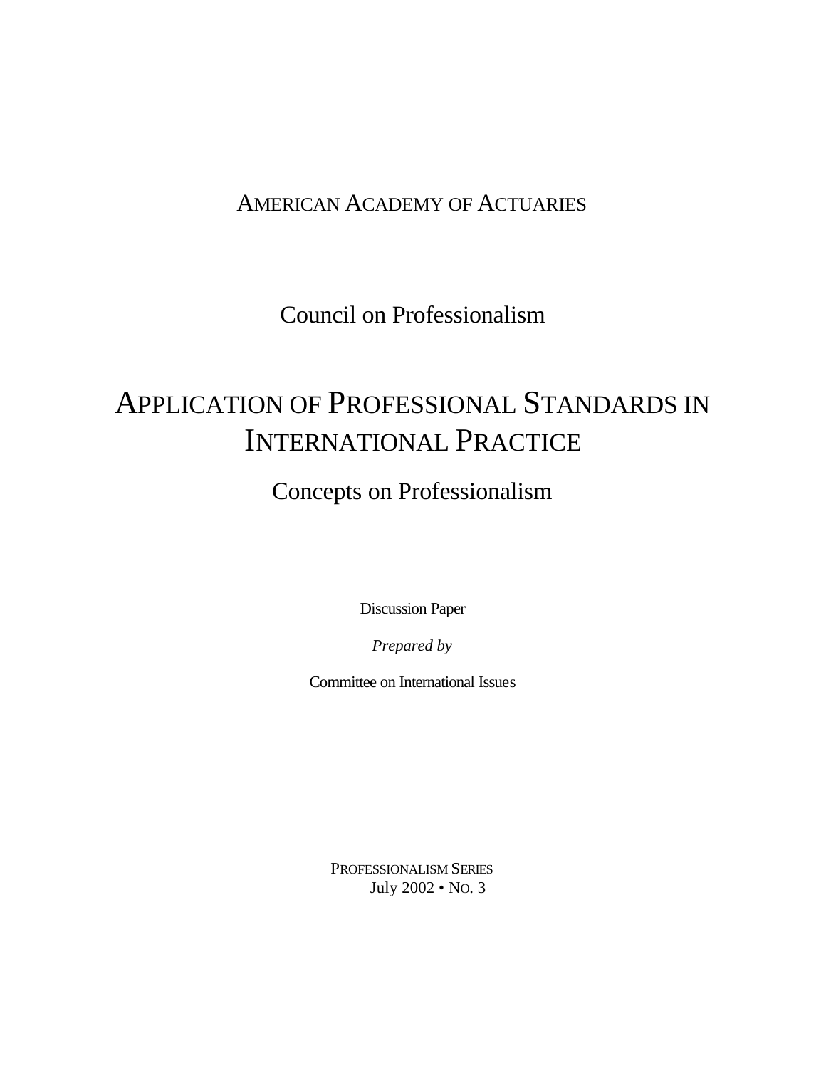AMERICAN ACADEMY OF ACTUARIES

Council on Professionalism

# APPLICATION OF PROFESSIONAL STANDARDS IN INTERNATIONAL PRACTICE

## Concepts on Professionalism

Discussion Paper

*Prepared by*

Committee on International Issues

PROFESSIONALISM SERIES
July 2002 • NO. 3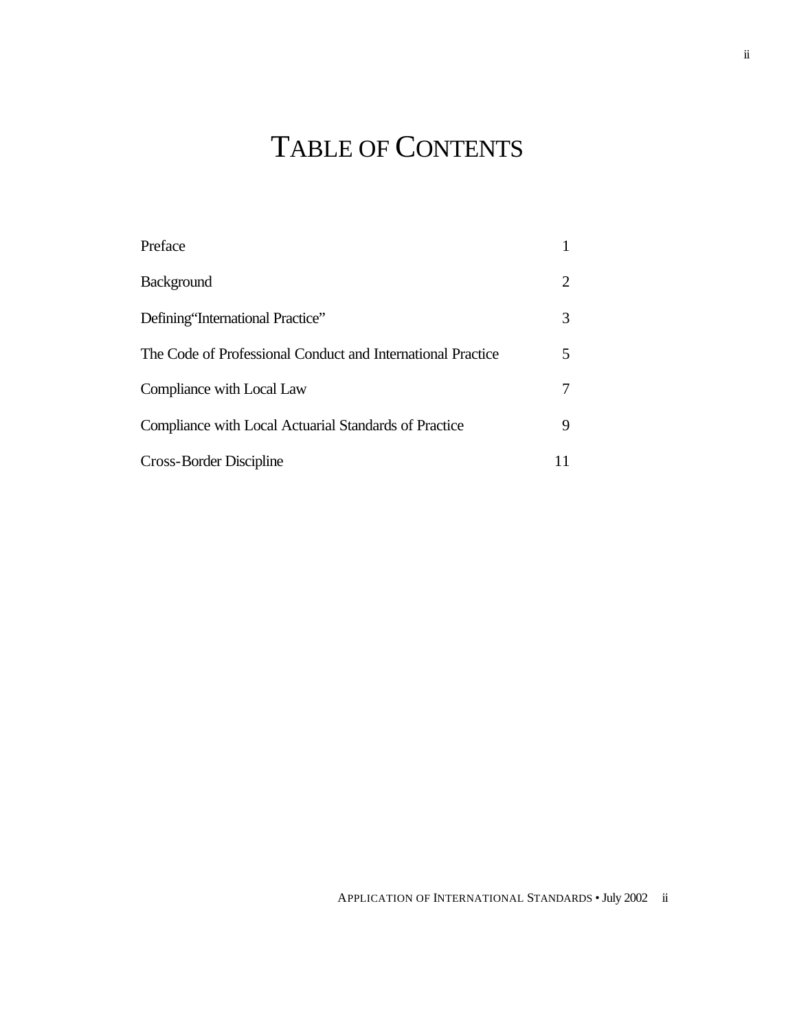# TABLE OF CONTENTS

| | |
|---|---|
| Preface | 1 |
| Background | 2 |
| Defining "International Practice" | 3 |
| The Code of Professional Conduct and International Practice | 5 |
| Compliance with Local Law | 7 |
| Compliance with Local Actuarial Standards of Practice | 9 |
| Cross-Border Discipline | 11 |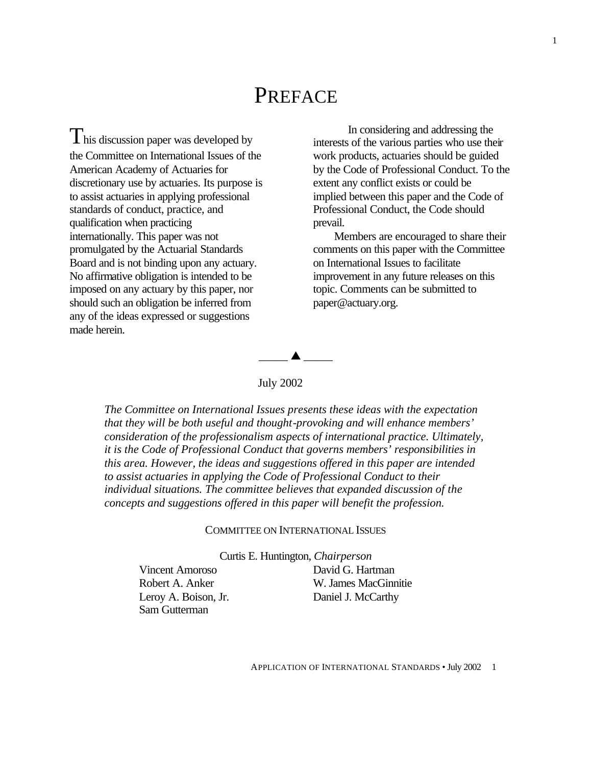# PREFACE

This discussion paper was developed by the Committee on International Issues of the American Academy of Actuaries for discretionary use by actuaries. Its purpose is to assist actuaries in applying professional standards of conduct, practice, and qualification when practicing internationally. This paper was not promulgated by the Actuarial Standards Board and is not binding upon any actuary. No affirmative obligation is intended to be imposed on any actuary by this paper, nor should such an obligation be inferred from any of the ideas expressed or suggestions made herein.

In considering and addressing the interests of the various parties who use their work products, actuaries should be guided by the Code of Professional Conduct. To the extent any conflict exists or could be implied between this paper and the Code of Professional Conduct, the Code should prevail.

Members are encouraged to share their comments on this paper with the Committee on International Issues to facilitate improvement in any future releases on this topic. Comments can be submitted to paper@actuary.org.

July 2002

*The Committee on International Issues presents these ideas with the expectation that they will be both useful and thought-provoking and will enhance members' consideration of the professionalism aspects of international practice. Ultimately, it is the Code of Professional Conduct that governs members' responsibilities in this area. However, the ideas and suggestions offered in this paper are intended to assist actuaries in applying the Code of Professional Conduct to their individual situations. The committee believes that expanded discussion of the concepts and suggestions offered in this paper will benefit the profession.*

COMMITTEE ON INTERNATIONAL ISSUES

Curtis E. Huntington, *Chairperson*

Vincent Amoroso
Robert A. Anker
Leroy A. Boison, Jr.
Sam Gutterman
David G. Hartman
W. James MacGinnitie
Daniel J. McCarthy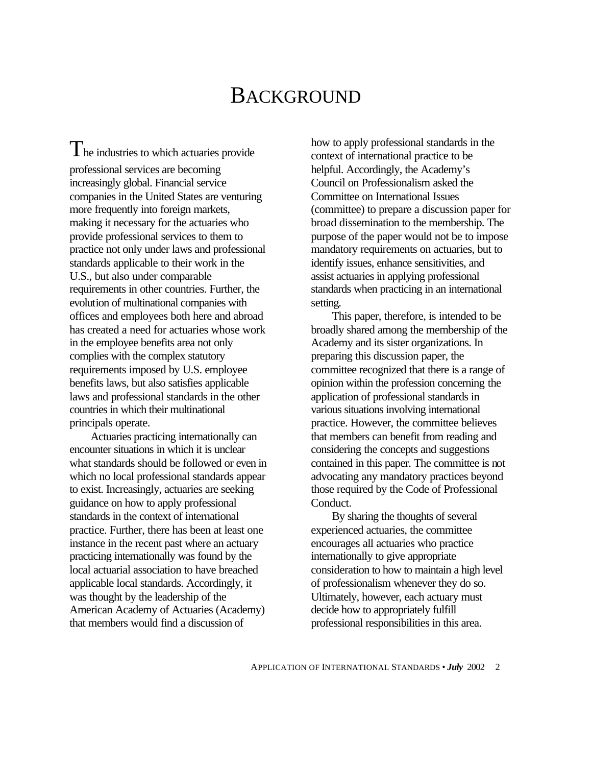# Background

The industries to which actuaries provide professional services are becoming increasingly global. Financial service companies in the United States are venturing more frequently into foreign markets, making it necessary for the actuaries who provide professional services to them to practice not only under laws and professional standards applicable to their work in the U.S., but also under comparable requirements in other countries. Further, the evolution of multinational companies with offices and employees both here and abroad has created a need for actuaries whose work in the employee benefits area not only complies with the complex statutory requirements imposed by U.S. employee benefits laws, but also satisfies applicable laws and professional standards in the other countries in which their multinational principals operate.

Actuaries practicing internationally can encounter situations in which it is unclear what standards should be followed or even in which no local professional standards appear to exist. Increasingly, actuaries are seeking guidance on how to apply professional standards in the context of international practice. Further, there has been at least one instance in the recent past where an actuary practicing internationally was found by the local actuarial association to have breached applicable local standards. Accordingly, it was thought by the leadership of the American Academy of Actuaries (Academy) that members would find a discussion of how to apply professional standards in the context of international practice to be helpful. Accordingly, the Academy's Council on Professionalism asked the Committee on International Issues (committee) to prepare a discussion paper for broad dissemination to the membership. The purpose of the paper would not be to impose mandatory requirements on actuaries, but to identify issues, enhance sensitivities, and assist actuaries in applying professional standards when practicing in an international setting.

This paper, therefore, is intended to be broadly shared among the membership of the Academy and its sister organizations. In preparing this discussion paper, the committee recognized that there is a range of opinion within the profession concerning the application of professional standards in various situations involving international practice. However, the committee believes that members can benefit from reading and considering the concepts and suggestions contained in this paper. The committee is not advocating any mandatory practices beyond those required by the Code of Professional Conduct.

By sharing the thoughts of several experienced actuaries, the committee encourages all actuaries who practice internationally to give appropriate consideration to how to maintain a high level of professionalism whenever they do so. Ultimately, however, each actuary must decide how to appropriately fulfill professional responsibilities in this area.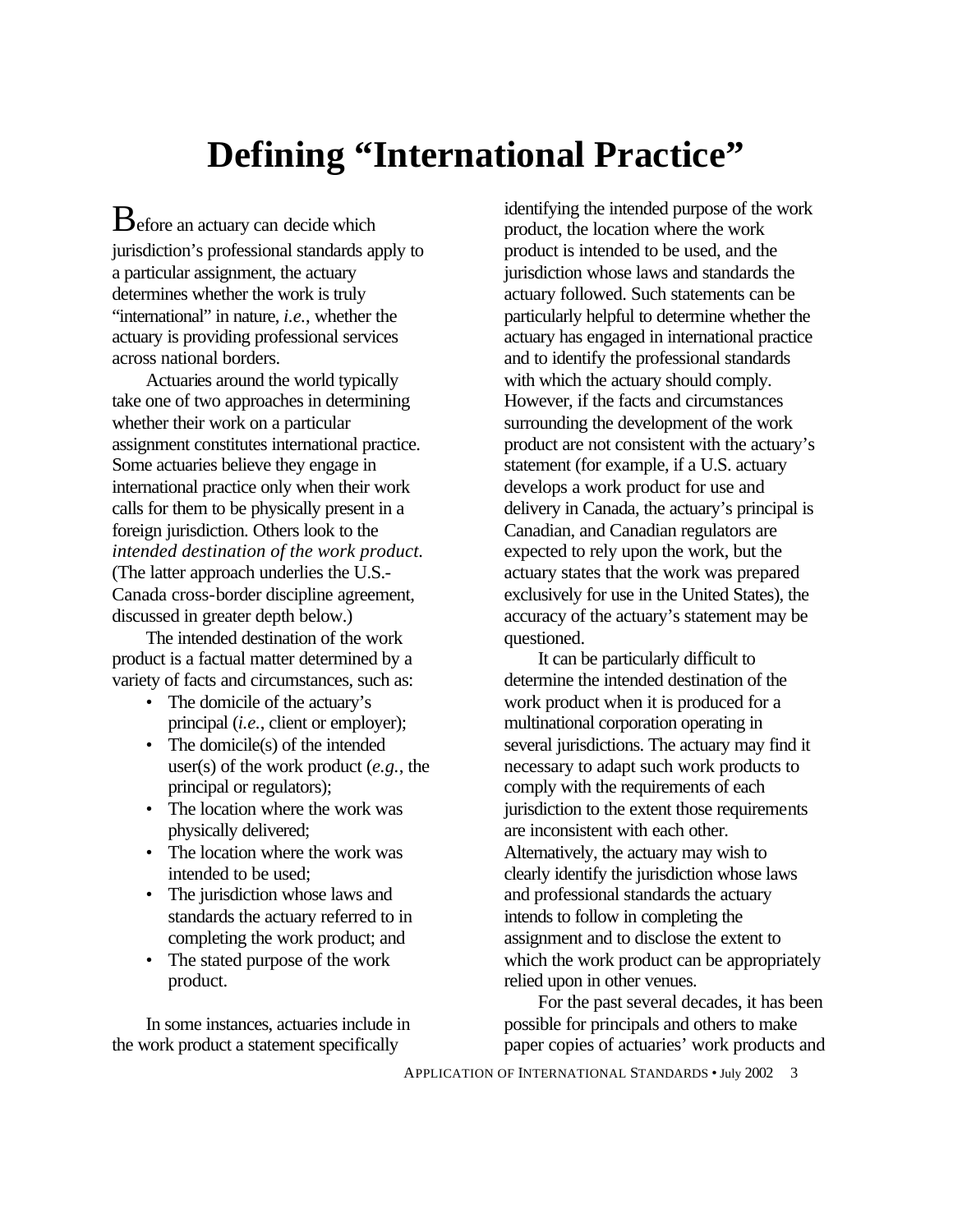# Defining “International Practice”

Before an actuary can decide which jurisdiction’s professional standards apply to a particular assignment, the actuary determines whether the work is truly “international” in nature, *i.e.*, whether the actuary is providing professional services across national borders.

Actuaries around the world typically take one of two approaches in determining whether their work on a particular assignment constitutes international practice. Some actuaries believe they engage in international practice only when their work calls for them to be physically present in a foreign jurisdiction. Others look to the *intended destination of the work product.* (The latter approach underlies the U.S.-Canada cross-border discipline agreement, discussed in greater depth below.)

The intended destination of the work product is a factual matter determined by a variety of facts and circumstances, such as:

- The domicile of the actuary’s principal (*i.e.*, client or employer);
- The domicile(s) of the intended user(s) of the work product (*e.g.*, the principal or regulators);
- The location where the work was physically delivered;
- The location where the work was intended to be used;
- The jurisdiction whose laws and standards the actuary referred to in completing the work product; and
- The stated purpose of the work product.

In some instances, actuaries include in the work product a statement specifically identifying the intended purpose of the work product, the location where the work product is intended to be used, and the jurisdiction whose laws and standards the actuary followed. Such statements can be particularly helpful to determine whether the actuary has engaged in international practice and to identify the professional standards with which the actuary should comply. However, if the facts and circumstances surrounding the development of the work product are not consistent with the actuary’s statement (for example, if a U.S. actuary develops a work product for use and delivery in Canada, the actuary’s principal is Canadian, and Canadian regulators are expected to rely upon the work, but the actuary states that the work was prepared exclusively for use in the United States), the accuracy of the actuary’s statement may be questioned.

It can be particularly difficult to determine the intended destination of the work product when it is produced for a multinational corporation operating in several jurisdictions. The actuary may find it necessary to adapt such work products to comply with the requirements of each jurisdiction to the extent those requirements are inconsistent with each other. Alternatively, the actuary may wish to clearly identify the jurisdiction whose laws and professional standards the actuary intends to follow in completing the assignment and to disclose the extent to which the work product can be appropriately relied upon in other venues.

For the past several decades, it has been possible for principals and others to make paper copies of actuaries’ work products and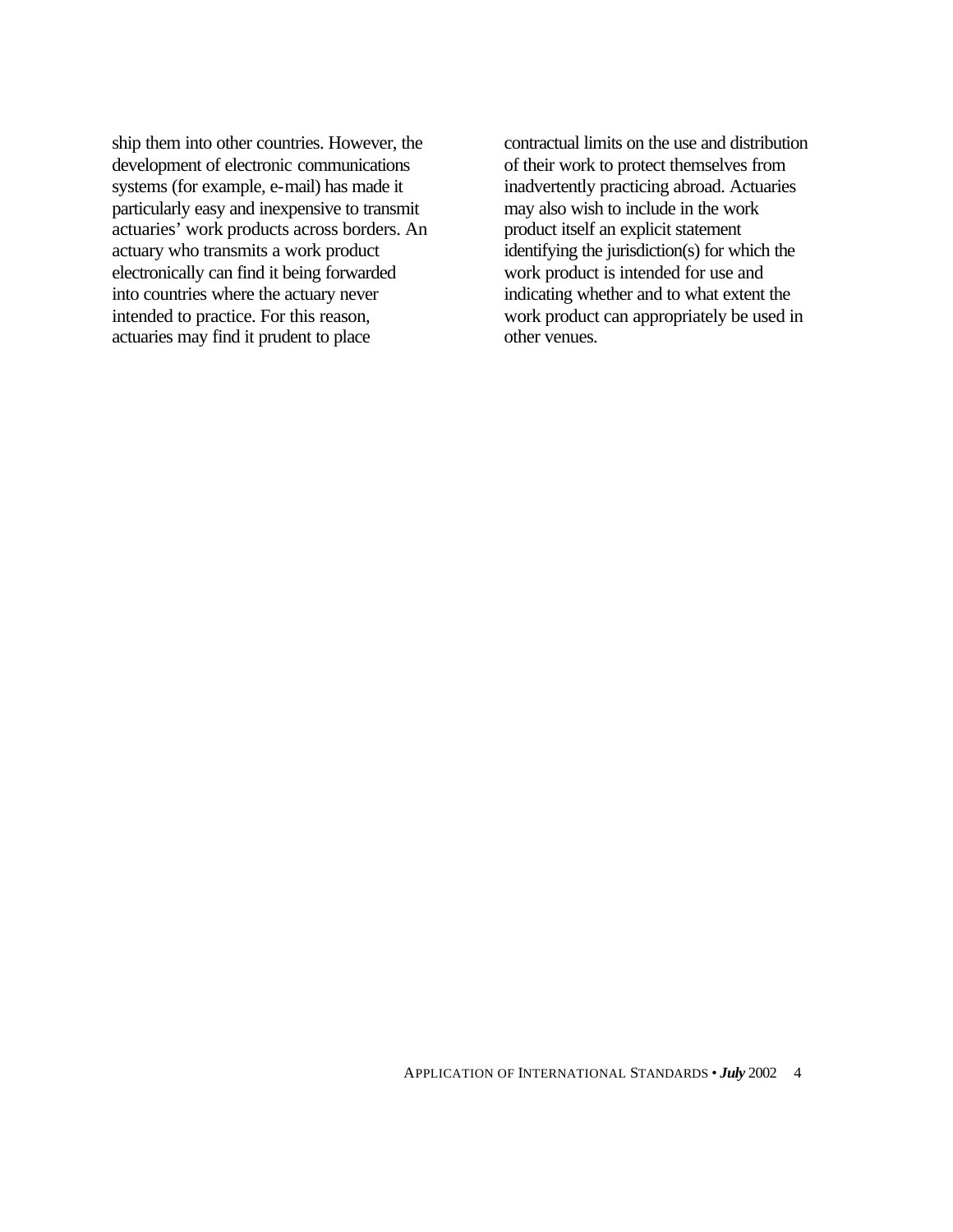ship them into other countries. However, the development of electronic communications systems (for example, e-mail) has made it particularly easy and inexpensive to transmit actuaries' work products across borders. An actuary who transmits a work product electronically can find it being forwarded into countries where the actuary never intended to practice. For this reason, actuaries may find it prudent to place contractual limits on the use and distribution of their work to protect themselves from inadvertently practicing abroad. Actuaries may also wish to include in the work product itself an explicit statement identifying the jurisdiction(s) for which the work product is intended for use and indicating whether and to what extent the work product can appropriately be used in other venues.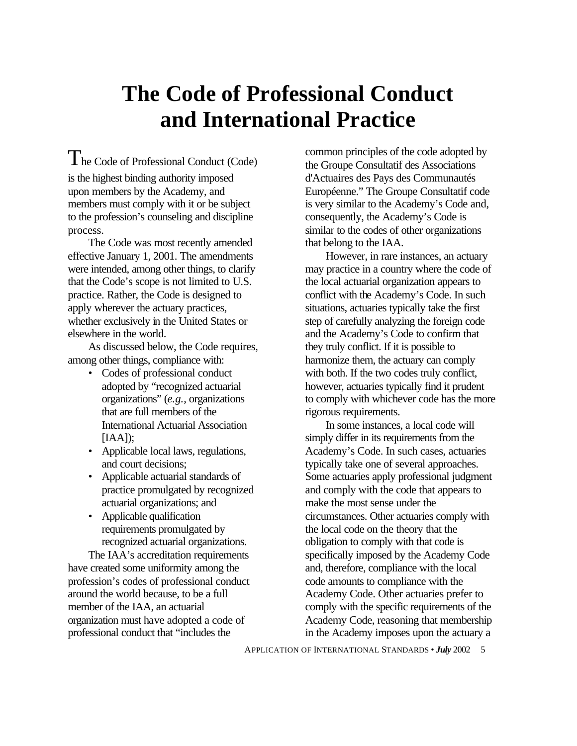# The Code of Professional Conduct and International Practice

The Code of Professional Conduct (Code) is the highest binding authority imposed upon members by the Academy, and members must comply with it or be subject to the profession's counseling and discipline process.

The Code was most recently amended effective January 1, 2001. The amendments were intended, among other things, to clarify that the Code's scope is not limited to U.S. practice. Rather, the Code is designed to apply wherever the actuary practices, whether exclusively in the United States or elsewhere in the world.

As discussed below, the Code requires, among other things, compliance with:

- Codes of professional conduct adopted by "recognized actuarial organizations" (*e.g.*, organizations that are full members of the International Actuarial Association [IAA]);
- Applicable local laws, regulations, and court decisions;
- Applicable actuarial standards of practice promulgated by recognized actuarial organizations; and
- Applicable qualification requirements promulgated by recognized actuarial organizations.

The IAA's accreditation requirements have created some uniformity among the profession's codes of professional conduct around the world because, to be a full member of the IAA, an actuarial organization must have adopted a code of professional conduct that "includes the common principles of the code adopted by the Groupe Consultatif des Associations d'Actuaires des Pays des Communautés Européenne." The Groupe Consultatif code is very similar to the Academy's Code and, consequently, the Academy's Code is similar to the codes of other organizations that belong to the IAA.

However, in rare instances, an actuary may practice in a country where the code of the local actuarial organization appears to conflict with the Academy's Code. In such situations, actuaries typically take the first step of carefully analyzing the foreign code and the Academy's Code to confirm that they truly conflict. If it is possible to harmonize them, the actuary can comply with both. If the two codes truly conflict, however, actuaries typically find it prudent to comply with whichever code has the more rigorous requirements.

In some instances, a local code will simply differ in its requirements from the Academy's Code. In such cases, actuaries typically take one of several approaches. Some actuaries apply professional judgment and comply with the code that appears to make the most sense under the circumstances. Other actuaries comply with the local code on the theory that the obligation to comply with that code is specifically imposed by the Academy Code and, therefore, compliance with the local code amounts to compliance with the Academy Code. Other actuaries prefer to comply with the specific requirements of the Academy Code, reasoning that membership in the Academy imposes upon the actuary a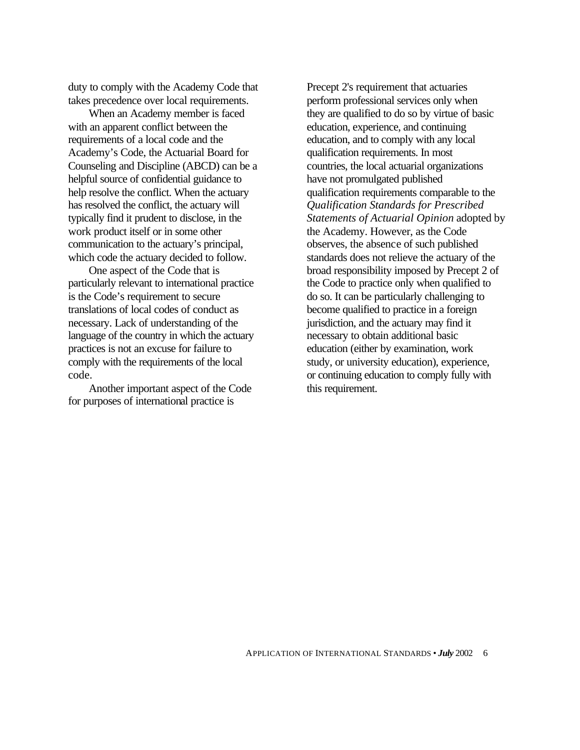duty to comply with the Academy Code that takes precedence over local requirements.

When an Academy member is faced with an apparent conflict between the requirements of a local code and the Academy's Code, the Actuarial Board for Counseling and Discipline (ABCD) can be a helpful source of confidential guidance to help resolve the conflict. When the actuary has resolved the conflict, the actuary will typically find it prudent to disclose, in the work product itself or in some other communication to the actuary's principal, which code the actuary decided to follow.

One aspect of the Code that is particularly relevant to international practice is the Code's requirement to secure translations of local codes of conduct as necessary. Lack of understanding of the language of the country in which the actuary practices is not an excuse for failure to comply with the requirements of the local code.

Another important aspect of the Code for purposes of international practice is Precept 2's requirement that actuaries perform professional services only when they are qualified to do so by virtue of basic education, experience, and continuing education, and to comply with any local qualification requirements. In most countries, the local actuarial organizations have not promulgated published qualification requirements comparable to the *Qualification Standards for Prescribed Statements of Actuarial Opinion* adopted by the Academy. However, as the Code observes, the absence of such published standards does not relieve the actuary of the broad responsibility imposed by Precept 2 of the Code to practice only when qualified to do so. It can be particularly challenging to become qualified to practice in a foreign jurisdiction, and the actuary may find it necessary to obtain additional basic education (either by examination, work study, or university education), experience, or continuing education to comply fully with this requirement.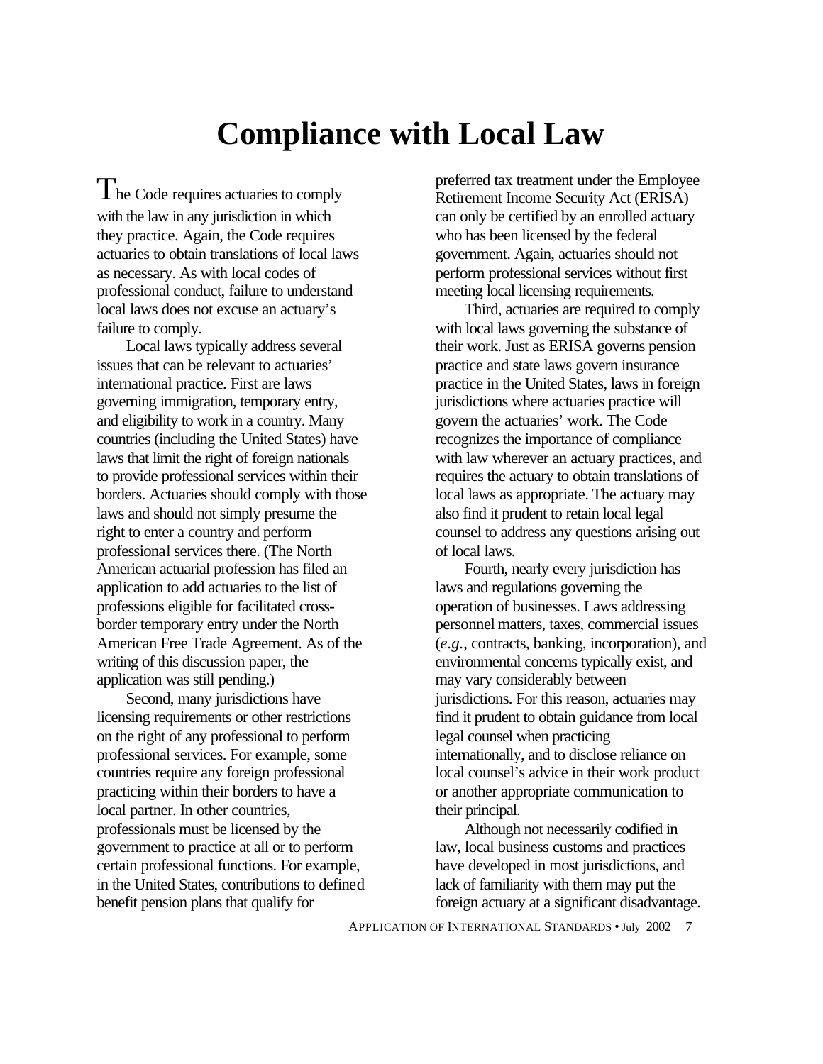# Compliance with Local Law

The Code requires actuaries to comply with the law in any jurisdiction in which they practice. Again, the Code requires actuaries to obtain translations of local laws as necessary. As with local codes of professional conduct, failure to understand local laws does not excuse an actuary's failure to comply.

Local laws typically address several issues that can be relevant to actuaries' international practice. First are laws governing immigration, temporary entry, and eligibility to work in a country. Many countries (including the United States) have laws that limit the right of foreign nationals to provide professional services within their borders. Actuaries should comply with those laws and should not simply presume the right to enter a country and perform professional services there. (The North American actuarial profession has filed an application to add actuaries to the list of professions eligible for facilitated cross-border temporary entry under the North American Free Trade Agreement. As of the writing of this discussion paper, the application was still pending.)

Second, many jurisdictions have licensing requirements or other restrictions on the right of any professional to perform professional services. For example, some countries require any foreign professional practicing within their borders to have a local partner. In other countries, professionals must be licensed by the government to practice at all or to perform certain professional functions. For example, in the United States, contributions to defined benefit pension plans that qualify for preferred tax treatment under the Employee Retirement Income Security Act (ERISA) can only be certified by an enrolled actuary who has been licensed by the federal government. Again, actuaries should not perform professional services without first meeting local licensing requirements.

Third, actuaries are required to comply with local laws governing the substance of their work. Just as ERISA governs pension practice and state laws govern insurance practice in the United States, laws in foreign jurisdictions where actuaries practice will govern the actuaries' work. The Code recognizes the importance of compliance with law wherever an actuary practices, and requires the actuary to obtain translations of local laws as appropriate. The actuary may also find it prudent to retain local legal counsel to address any questions arising out of local laws.

Fourth, nearly every jurisdiction has laws and regulations governing the operation of businesses. Laws addressing personnel matters, taxes, commercial issues (*e.g.*, contracts, banking, incorporation), and environmental concerns typically exist, and may vary considerably between jurisdictions. For this reason, actuaries may find it prudent to obtain guidance from local legal counsel when practicing internationally, and to disclose reliance on local counsel's advice in their work product or another appropriate communication to their principal.

Although not necessarily codified in law, local business customs and practices have developed in most jurisdictions, and lack of familiarity with them may put the foreign actuary at a significant disadvantage.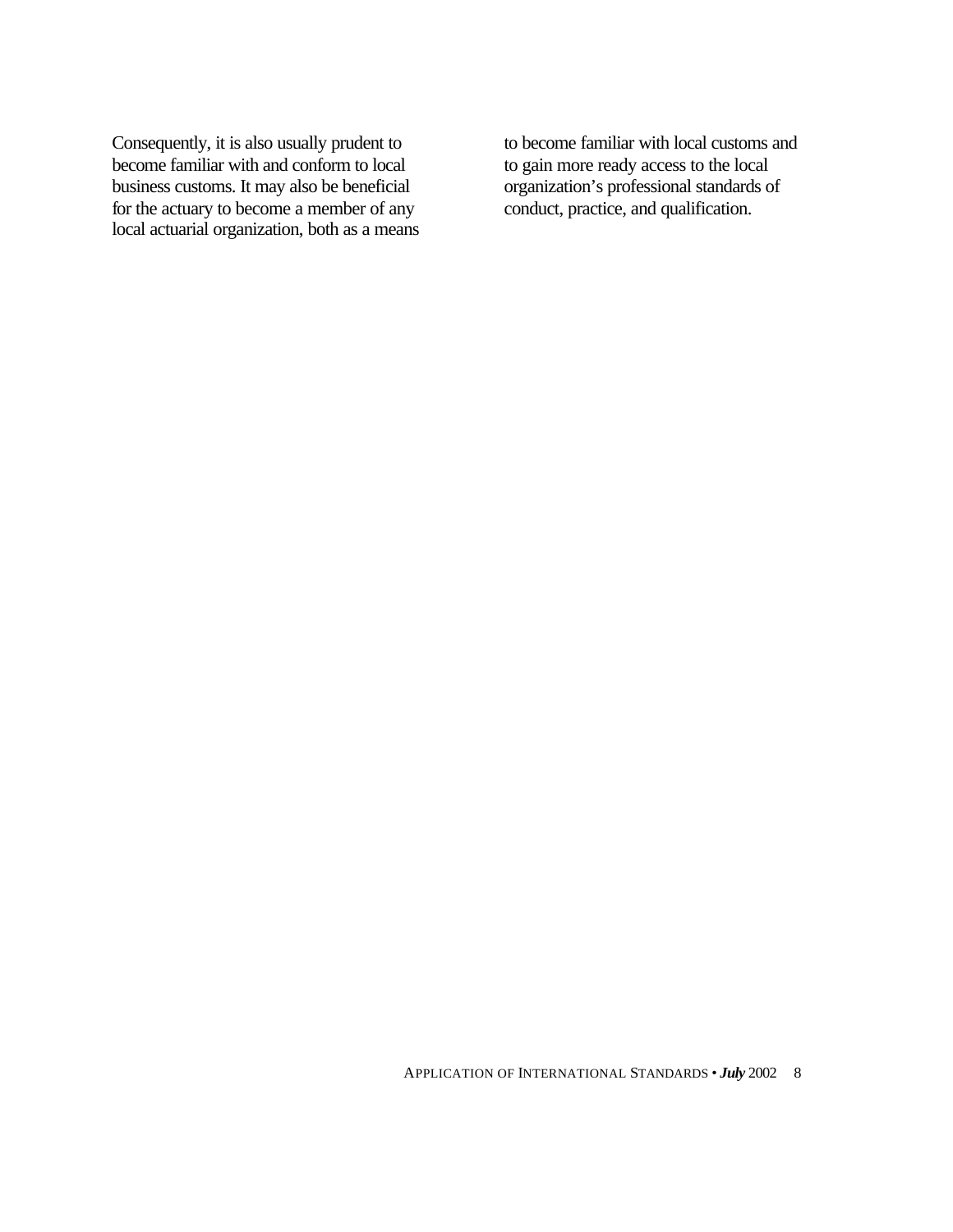Consequently, it is also usually prudent to become familiar with and conform to local business customs. It may also be beneficial for the actuary to become a member of any local actuarial organization, both as a means to become familiar with local customs and to gain more ready access to the local organization's professional standards of conduct, practice, and qualification.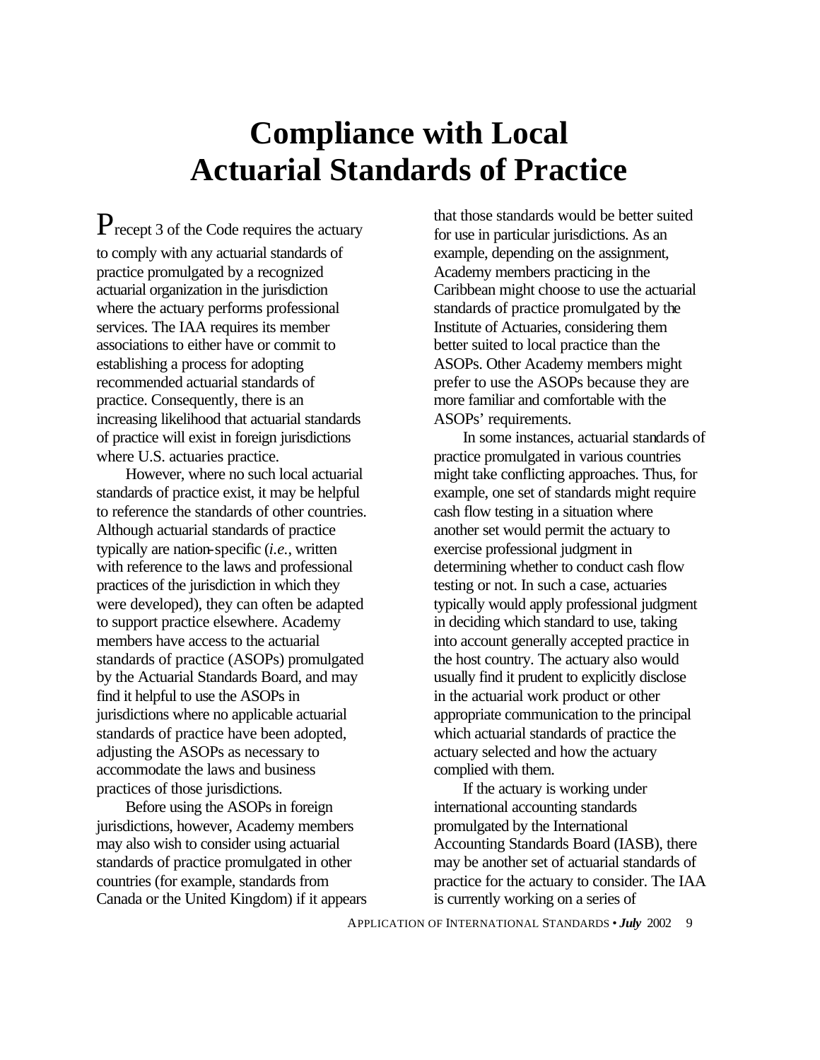# Compliance with Local Actuarial Standards of Practice

Precept 3 of the Code requires the actuary to comply with any actuarial standards of practice promulgated by a recognized actuarial organization in the jurisdiction where the actuary performs professional services. The IAA requires its member associations to either have or commit to establishing a process for adopting recommended actuarial standards of practice. Consequently, there is an increasing likelihood that actuarial standards of practice will exist in foreign jurisdictions where U.S. actuaries practice.

However, where no such local actuarial standards of practice exist, it may be helpful to reference the standards of other countries. Although actuarial standards of practice typically are nation-specific (*i.e.*, written with reference to the laws and professional practices of the jurisdiction in which they were developed), they can often be adapted to support practice elsewhere. Academy members have access to the actuarial standards of practice (ASOPs) promulgated by the Actuarial Standards Board, and may find it helpful to use the ASOPs in jurisdictions where no applicable actuarial standards of practice have been adopted, adjusting the ASOPs as necessary to accommodate the laws and business practices of those jurisdictions.

Before using the ASOPs in foreign jurisdictions, however, Academy members may also wish to consider using actuarial standards of practice promulgated in other countries (for example, standards from Canada or the United Kingdom) if it appears that those standards would be better suited for use in particular jurisdictions. As an example, depending on the assignment, Academy members practicing in the Caribbean might choose to use the actuarial standards of practice promulgated by the Institute of Actuaries, considering them better suited to local practice than the ASOPs. Other Academy members might prefer to use the ASOPs because they are more familiar and comfortable with the ASOPs' requirements.

In some instances, actuarial standards of practice promulgated in various countries might take conflicting approaches. Thus, for example, one set of standards might require cash flow testing in a situation where another set would permit the actuary to exercise professional judgment in determining whether to conduct cash flow testing or not. In such a case, actuaries typically would apply professional judgment in deciding which standard to use, taking into account generally accepted practice in the host country. The actuary also would usually find it prudent to explicitly disclose in the actuarial work product or other appropriate communication to the principal which actuarial standards of practice the actuary selected and how the actuary complied with them.

If the actuary is working under international accounting standards promulgated by the International Accounting Standards Board (IASB), there may be another set of actuarial standards of practice for the actuary to consider. The IAA is currently working on a series of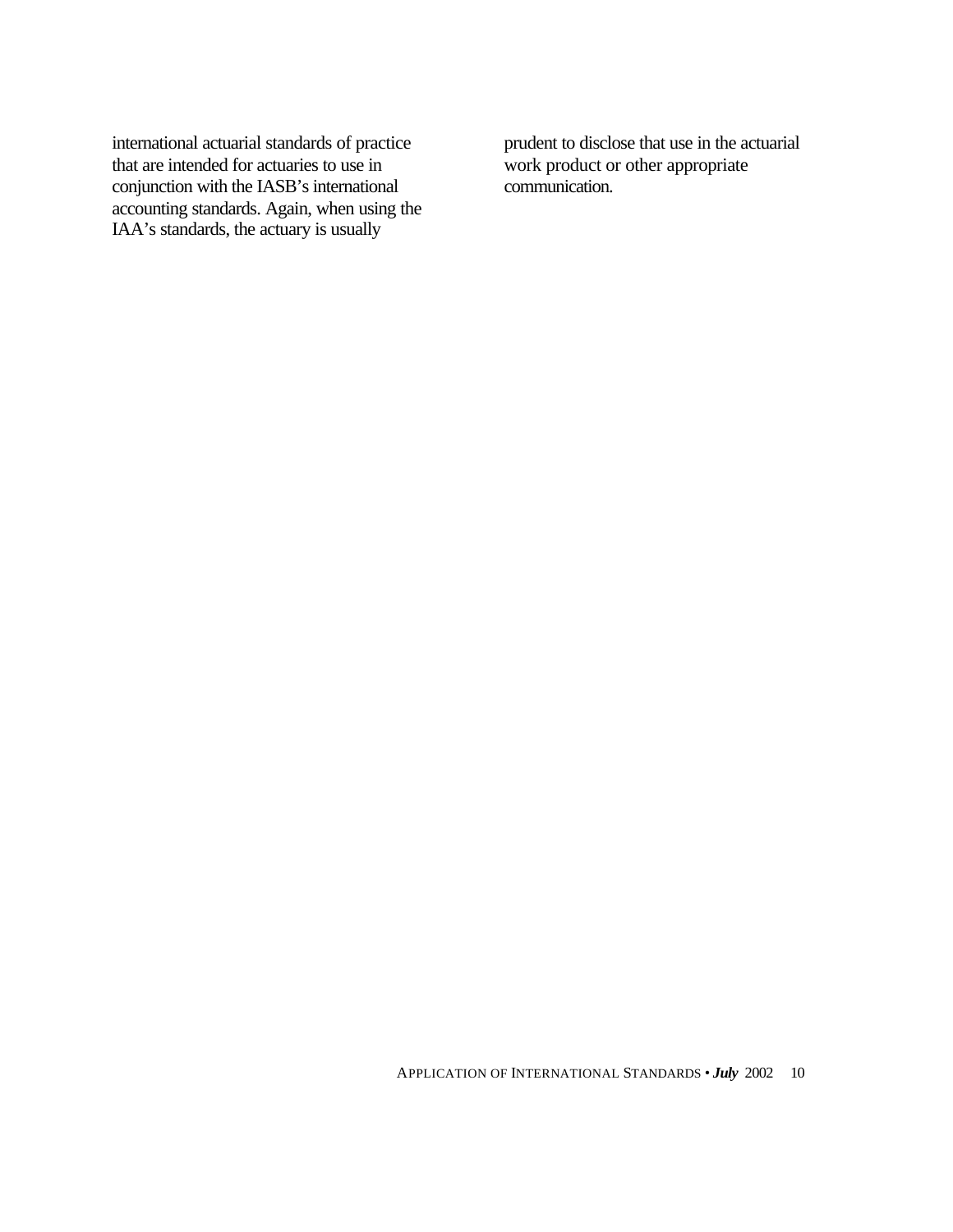international actuarial standards of practice that are intended for actuaries to use in conjunction with the IASB's international accounting standards. Again, when using the IAA's standards, the actuary is usually prudent to disclose that use in the actuarial work product or other appropriate communication.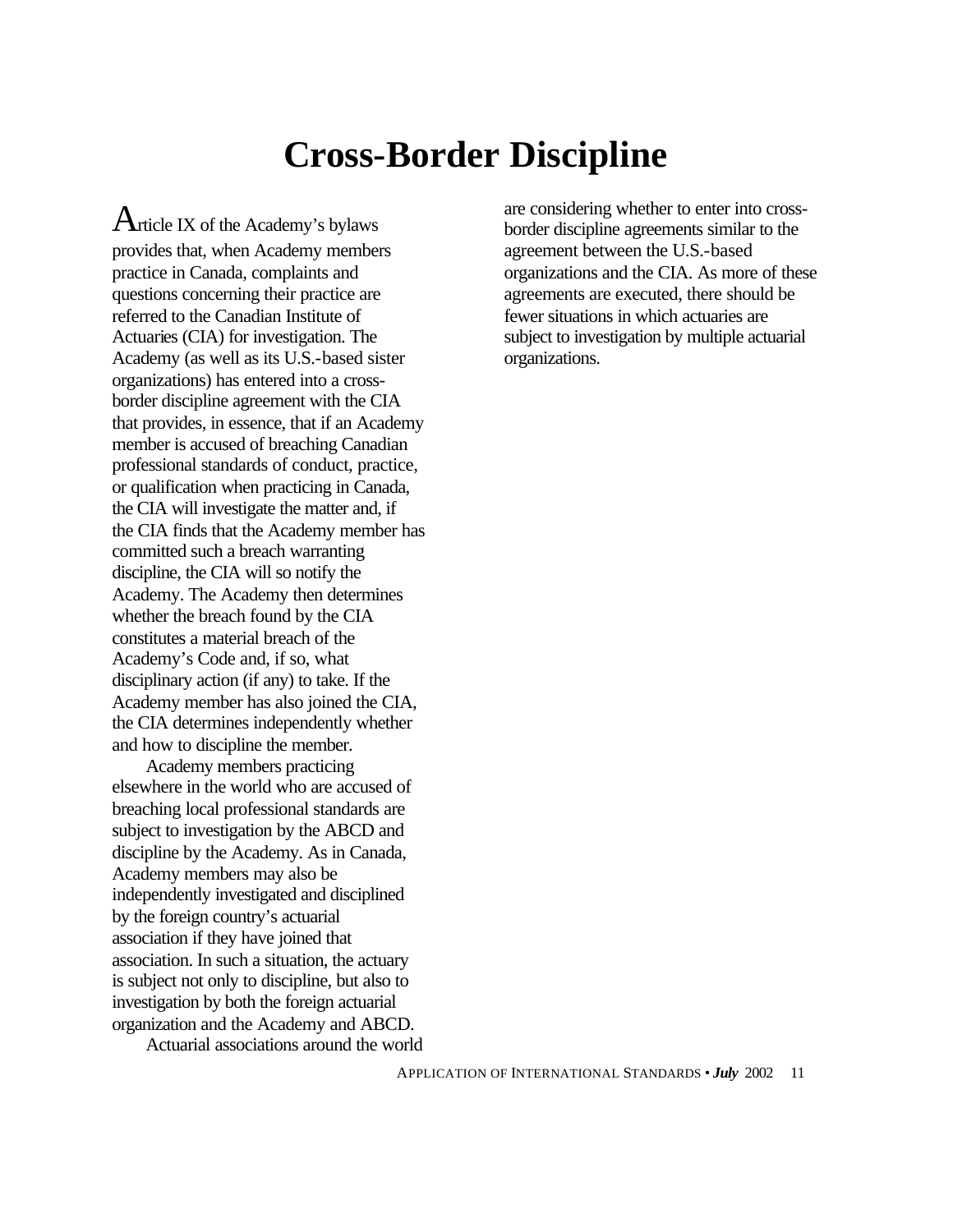# Cross-Border Discipline

Article IX of the Academy's bylaws provides that, when Academy members practice in Canada, complaints and questions concerning their practice are referred to the Canadian Institute of Actuaries (CIA) for investigation. The Academy (as well as its U.S.-based sister organizations) has entered into a cross-border discipline agreement with the CIA that provides, in essence, that if an Academy member is accused of breaching Canadian professional standards of conduct, practice, or qualification when practicing in Canada, the CIA will investigate the matter and, if the CIA finds that the Academy member has committed such a breach warranting discipline, the CIA will so notify the Academy. The Academy then determines whether the breach found by the CIA constitutes a material breach of the Academy's Code and, if so, what disciplinary action (if any) to take. If the Academy member has also joined the CIA, the CIA determines independently whether and how to discipline the member.

Academy members practicing elsewhere in the world who are accused of breaching local professional standards are subject to investigation by the ABCD and discipline by the Academy. As in Canada, Academy members may also be independently investigated and disciplined by the foreign country's actuarial association if they have joined that association. In such a situation, the actuary is subject not only to discipline, but also to investigation by both the foreign actuarial organization and the Academy and ABCD.

Actuarial associations around the world are considering whether to enter into cross-border discipline agreements similar to the agreement between the U.S.-based organizations and the CIA. As more of these agreements are executed, there should be fewer situations in which actuaries are subject to investigation by multiple actuarial organizations.